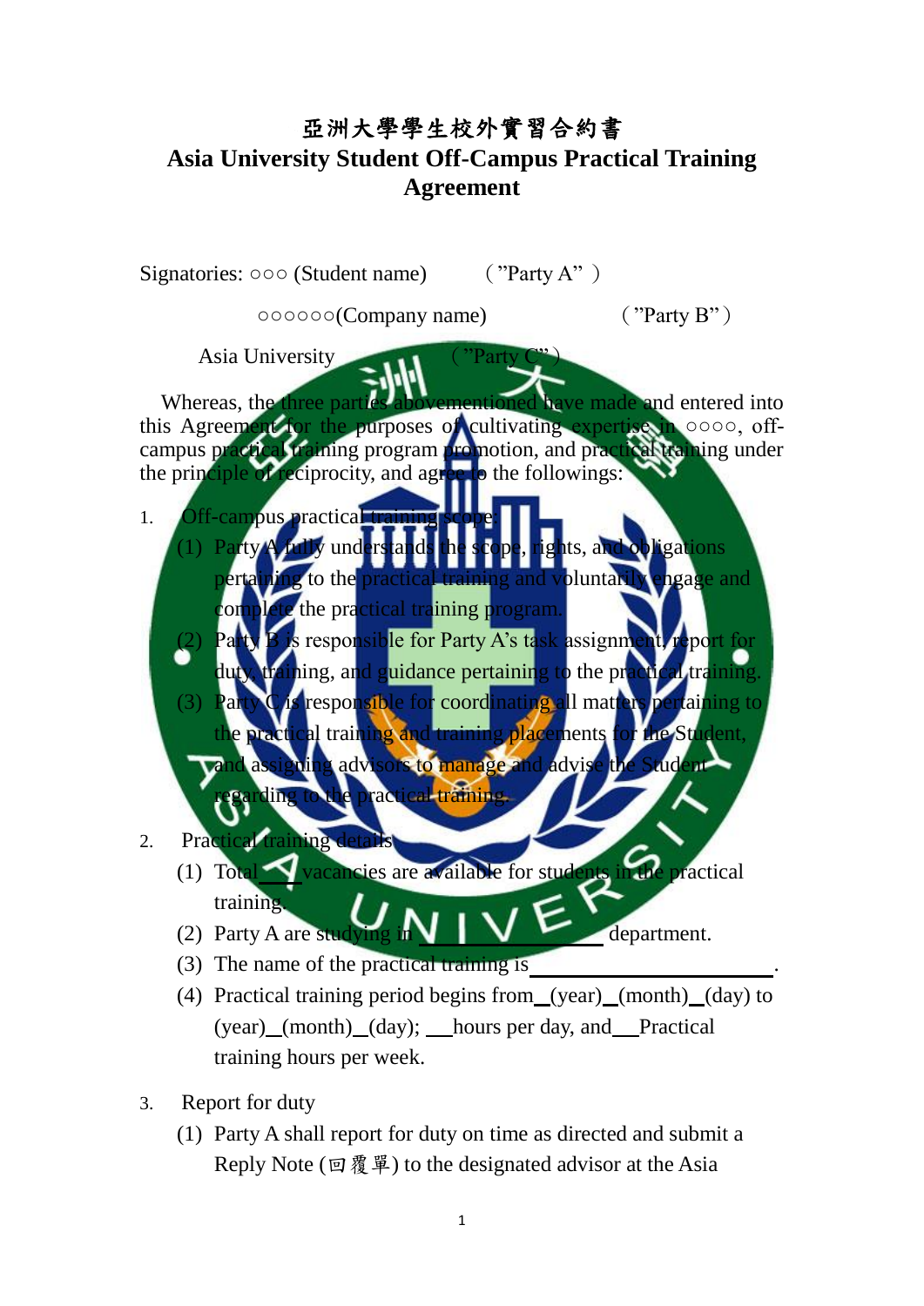# 亞洲大學學生校外實習合約書

# Asia University Student Off-Campus Practical Training Agreement

Signatories: ○○○ (Student name)　　（"Party A"）

○○○○○○(Company name)　　（"Party B"）

Asia University　　（"Party C"）

Whereas, the three parties abovementioned have made and entered into this Agreement for the purposes of cultivating expertise in ○○○○, off-campus practical training program promotion, and practical training under the principle of reciprocity, and agree to the followings:

1. Off-campus practical training scope
   (1) Party A fully understands the scope, rights, and obligations pertaining to the practical training and voluntarily engage and complete the practical training program.
   (2) Party B is responsible for Party A's task assignment, report for duty, training, and guidance pertaining to the practical training.
   (3) Party C is responsible for coordinating all matters pertaining to the practical training and training placements for the Student, and assigning advisors to manage and advise the Student regarding to the practical training.

2. Practical training details
   (1) Total ___ vacancies are available for students in the practical training.
   (2) Party A are studying in ______________ department.
   (3) The name of the practical training is ______________________.
   (4) Practical training period begins from _(year)_(month)_(day) to (year)_(month)_(day); __hours per day, and__Practical training hours per week.

3. Report for duty
   (1) Party A shall report for duty on time as directed and submit a Reply Note (回覆單) to the designated advisor at the Asia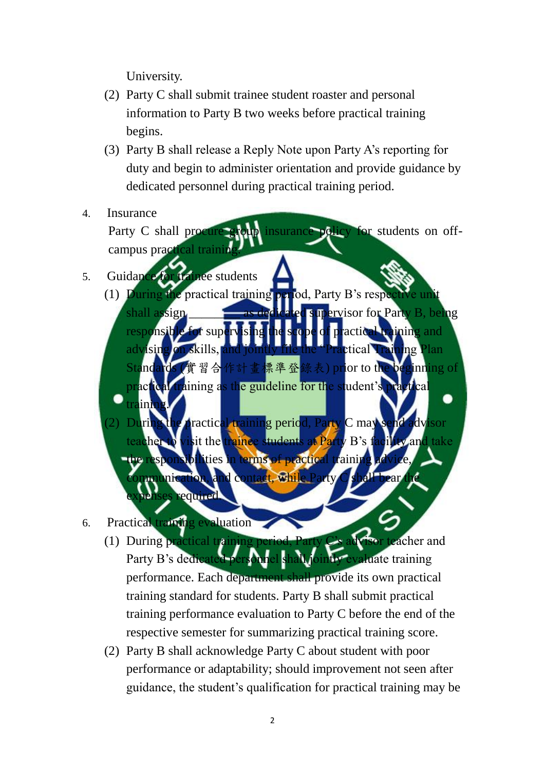University.

(2) Party C shall submit trainee student roaster and personal information to Party B two weeks before practical training begins.

(3) Party B shall release a Reply Note upon Party A's reporting for duty and begin to administer orientation and provide guidance by dedicated personnel during practical training period.

4. Insurance

Party C shall procure group insurance policy for students on off-campus practical training.

5. Guidance for trainee students

(1) During the practical training period, Party B's respective unit shall assign ________ as dedicated supervisor for Party B, being responsible for supervising the scope of practical training and advising on skills, and jointly file the "Practical Training Plan Standards (實習合作計畫標準登錄表) prior to the beginning of practical training as the guideline for the student's practical training.

(2) During the practical training period, Party C may send advisor teacher to visit the trainee students at Party B's facility and take the responsibilities in terms of practical training advice, communication, and contact, while Party C shall bear the expenses required.

6. Practical training evaluation

(1) During practical training period, Party C's advisor teacher and Party B's dedicated personnel shall jointly evaluate training performance. Each department shall provide its own practical training standard for students. Party B shall submit practical training performance evaluation to Party C before the end of the respective semester for summarizing practical training score.

(2) Party B shall acknowledge Party C about student with poor performance or adaptability; should improvement not seen after guidance, the student's qualification for practical training may be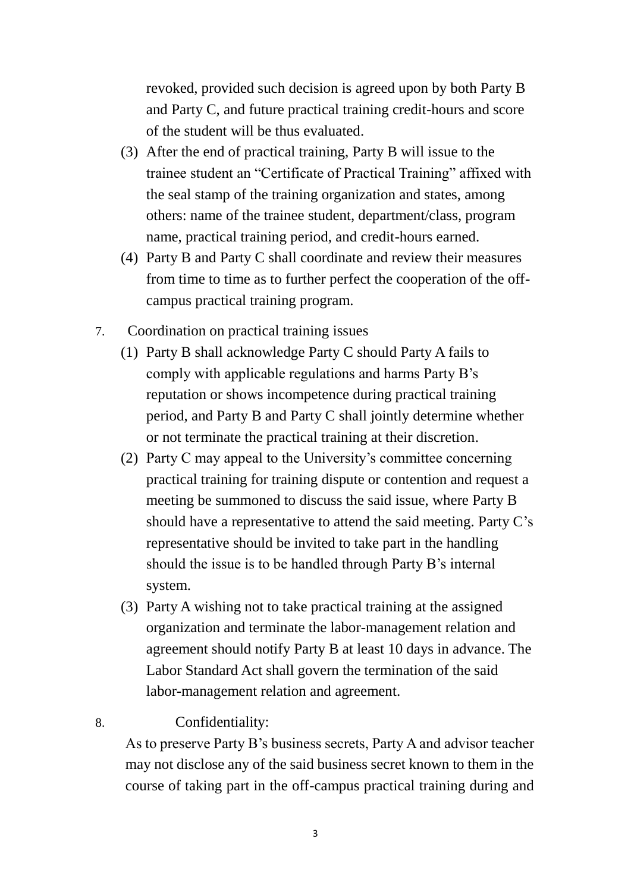revoked, provided such decision is agreed upon by both Party B and Party C, and future practical training credit-hours and score of the student will be thus evaluated.

(3) After the end of practical training, Party B will issue to the trainee student an "Certificate of Practical Training" affixed with the seal stamp of the training organization and states, among others: name of the trainee student, department/class, program name, practical training period, and credit-hours earned.

(4) Party B and Party C shall coordinate and review their measures from time to time as to further perfect the cooperation of the off-campus practical training program.

7. Coordination on practical training issues

(1) Party B shall acknowledge Party C should Party A fails to comply with applicable regulations and harms Party B's reputation or shows incompetence during practical training period, and Party B and Party C shall jointly determine whether or not terminate the practical training at their discretion.

(2) Party C may appeal to the University's committee concerning practical training for training dispute or contention and request a meeting be summoned to discuss the said issue, where Party B should have a representative to attend the said meeting. Party C's representative should be invited to take part in the handling should the issue is to be handled through Party B's internal system.

(3) Party A wishing not to take practical training at the assigned organization and terminate the labor-management relation and agreement should notify Party B at least 10 days in advance. The Labor Standard Act shall govern the termination of the said labor-management relation and agreement.

8. Confidentiality:

As to preserve Party B's business secrets, Party A and advisor teacher may not disclose any of the said business secret known to them in the course of taking part in the off-campus practical training during and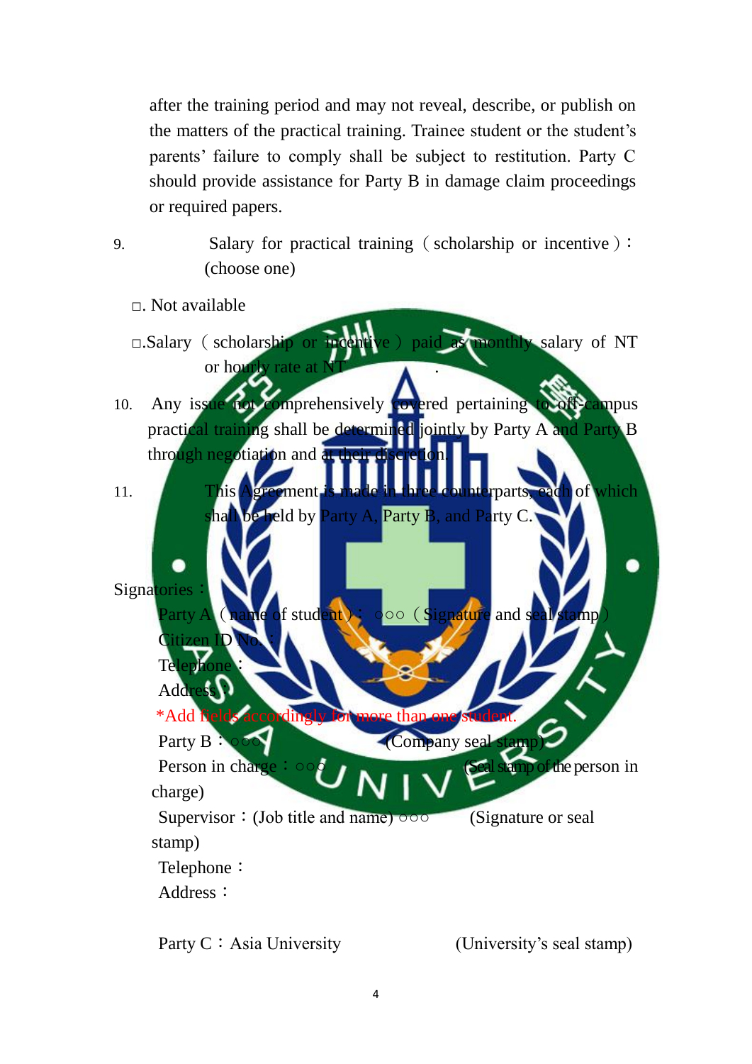after the training period and may not reveal, describe, or publish on the matters of the practical training. Trainee student or the student's parents' failure to comply shall be subject to restitution. Party C should provide assistance for Party B in damage claim proceedings or required papers.

9. Salary for practical training（scholarship or incentive）：(choose one)

□. Not available

□.Salary（scholarship or incentive）paid as monthly salary of NT or hourly rate at NT .

10. Any issue not comprehensively covered pertaining to off-campus practical training shall be determined jointly by Party A and Party B through negotiation and at their discretion.

11. This Agreement is made in three counterparts, each of which shall be held by Party A, Party B, and Party C.

Signatories：

Party A（name of student）： ○○○（Signature and seal stamp）
Citizen ID No.：
Telephone：
Address：

*Add fields accordingly for more than one student.

Party B：○○○ (Company seal stamp)
Person in charge：○○○ (Seal stamp of the person in charge)
Supervisor：(Job title and name) ○○○ (Signature or seal stamp)
Telephone：
Address：

Party C：Asia University (University's seal stamp)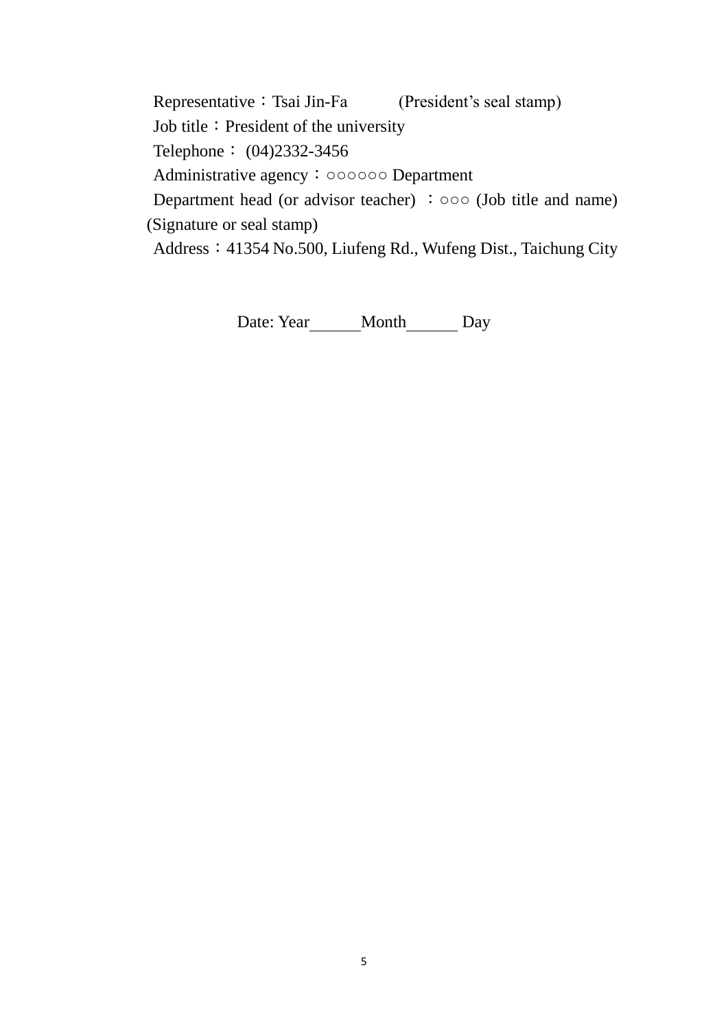Representative：Tsai Jin-Fa (President’s seal stamp)

Job title：President of the university

Telephone： (04)2332-3456

Administrative agency：○○○○○○ Department

Department head (or advisor teacher) ：○○○ (Job title and name) (Signature or seal stamp)

Address：41354 No.500, Liufeng Rd., Wufeng Dist., Taichung City

Date: Year\_\_\_\_\_\_Month\_\_\_\_\_\_ Day